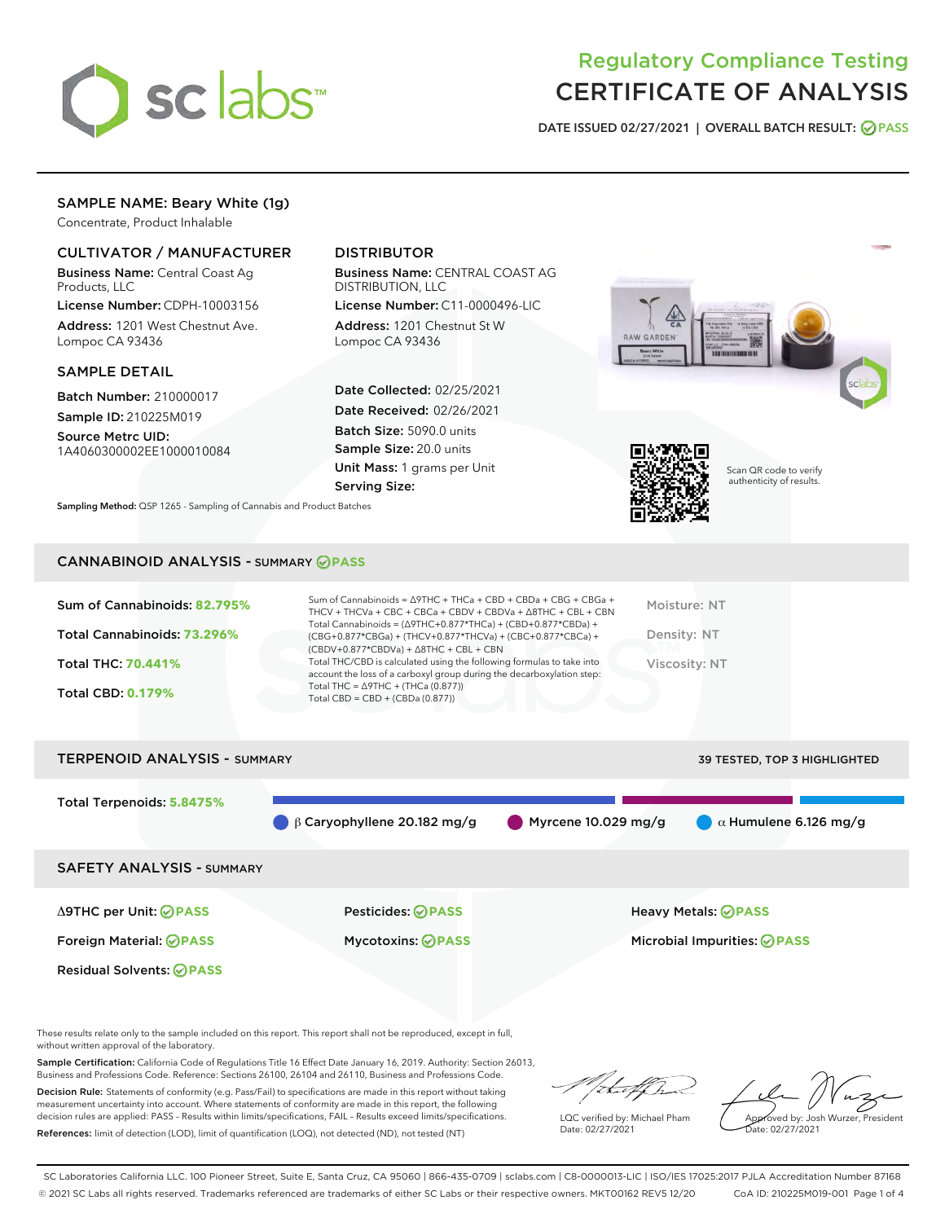# Regulatory Compliance Testing
# CERTIFICATE OF ANALYSIS

DATE ISSUED 02/27/2021 | OVERALL BATCH RESULT: PASS

## SAMPLE NAME: Beary White (1g)

Concentrate, Product Inhalable

### CULTIVATOR / MANUFACTURER

**Business Name:** Central Coast Ag Products, LLC

**License Number:** CDPH-10003156

**Address:** 1201 West Chestnut Ave. Lompoc CA 93436

### DISTRIBUTOR

**Business Name:** CENTRAL COAST AG DISTRIBUTION, LLC

**License Number:** C11-0000496-LIC

**Address:** 1201 Chestnut St W Lompoc CA 93436

### SAMPLE DETAIL

**Batch Number:** 210000017

**Sample ID:** 210225M019

**Source Metrc UID:** 1A4060300002EE1000010084

**Date Collected:** 02/25/2021

**Date Received:** 02/26/2021

**Batch Size:** 5090.0 units

**Sample Size:** 20.0 units

**Unit Mass:** 1 grams per Unit

**Serving Size:**

Scan QR code to verify authenticity of results.

**Sampling Method:** QSP 1265 - Sampling of Cannabis and Product Batches

## CANNABINOID ANALYSIS - SUMMARY PASS

Sum of Cannabinoids: **82.795%**

Total Cannabinoids: **73.296%**

Total THC: **70.441%**

Total CBD: **0.179%**

Sum of Cannabinoids = Δ9THC + THCa + CBD + CBDa + CBG + CBGa + THCV + THCVa + CBC + CBCa + CBDV + CBDVa + Δ8THC + CBL + CBN

Total Cannabinoids = (Δ9THC+0.877*THCa) + (CBD+0.877*CBDa) + (CBG+0.877*CBGa) + (THCV+0.877*THCVa) + (CBC+0.877*CBCa) + (CBDV+0.877*CBDVa) + Δ8THC + CBL + CBN

Total THC/CBD is calculated using the following formulas to take into account the loss of a carboxyl group during the decarboxylation step:
Total THC = Δ9THC + (THCa (0.877))
Total CBD = CBD + (CBDa (0.877))

Moisture: NT

Density: NT

Viscosity: NT

## TERPENOID ANALYSIS - SUMMARY

39 TESTED, TOP 3 HIGHLIGHTED

Total Terpenoids: **5.8475%**

β Caryophyllene 20.182 mg/g | Myrcene 10.029 mg/g | α Humulene 6.126 mg/g

## SAFETY ANALYSIS - SUMMARY

Δ9THC per Unit: PASS

Pesticides: PASS

Heavy Metals: PASS

Foreign Material: PASS

Mycotoxins: PASS

Microbial Impurities: PASS

Residual Solvents: PASS

These results relate only to the sample included on this report. This report shall not be reproduced, except in full, without written approval of the laboratory.

**Sample Certification:** California Code of Regulations Title 16 Effect Date January 16, 2019. Authority: Section 26013, Business and Professions Code. Reference: Sections 26100, 26104 and 26110, Business and Professions Code.

**Decision Rule:** Statements of conformity (e.g. Pass/Fail) to specifications are made in this report without taking measurement uncertainty into account. Where statements of conformity are made in this report, the following decision rules are applied: PASS – Results within limits/specifications, FAIL – Results exceed limits/specifications.

**References:** limit of detection (LOD), limit of quantification (LOQ), not detected (ND), not tested (NT)

LQC verified by: Michael Pham
Date: 02/27/2021

Approved by: Josh Wurzer, President
Date: 02/27/2021

SC Laboratories California LLC. 100 Pioneer Street, Suite E, Santa Cruz, CA 95060 | 866-435-0709 | sclabs.com | C8-0000013-LIC | ISO/IES 17025:2017 PJLA Accreditation Number 87168
© 2021 SC Labs all rights reserved. Trademarks referenced are trademarks of either SC Labs or their respective owners. MKT00162 REV5 12/20 CoA ID: 210225M019-001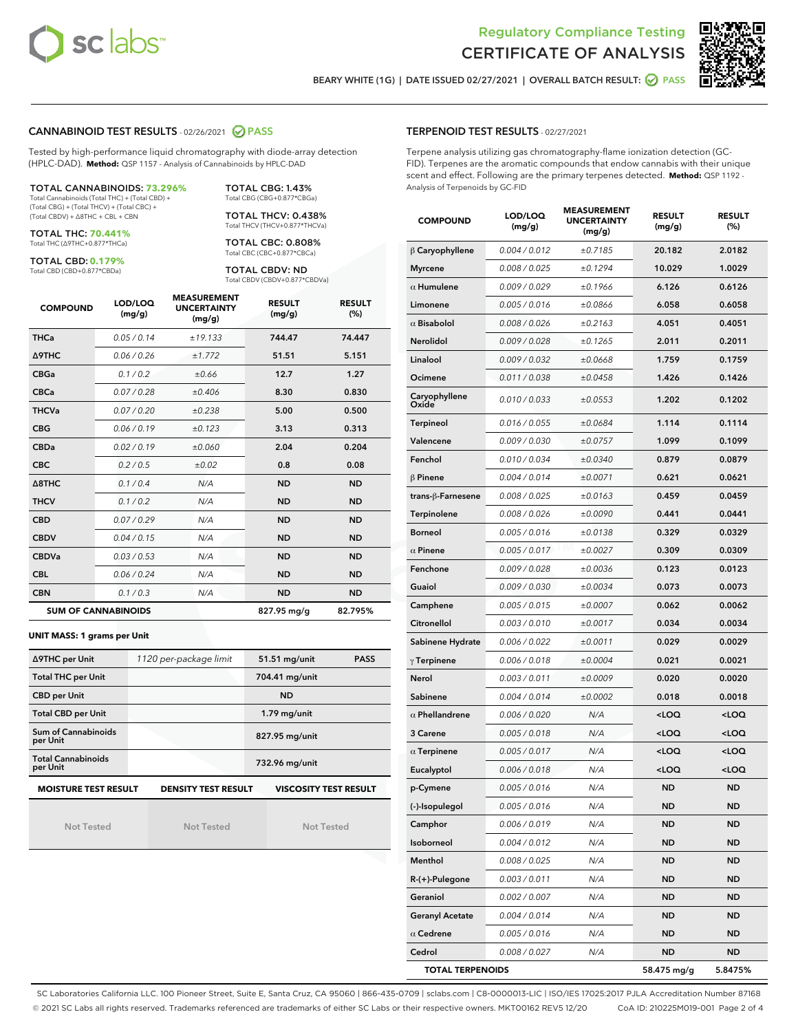# Regulatory Compliance Testing
# CERTIFICATE OF ANALYSIS

BEARY WHITE (1G) | DATE ISSUED 02/27/2021 | OVERALL BATCH RESULT: PASS

## CANNABINOID TEST RESULTS - 02/26/2021 PASS

Tested by high-performance liquid chromatography with diode-array detection (HPLC-DAD). **Method:** QSP 1157 - Analysis of Cannabinoids by HPLC-DAD

**TOTAL CANNABINOIDS: 73.296%**
Total Cannabinoids (Total THC) + (Total CBD) + (Total CBG) + (Total THCV) + (Total CBC) + (Total CBDV) + Δ8THC + CBL + CBN

**TOTAL THC: 70.441%**
Total THC (Δ9THC+0.877*THCa)

**TOTAL CBD: 0.179%**
Total CBD (CBD+0.877*CBDa)

**TOTAL CBG: 1.43%**
Total CBG (CBG+0.877*CBGa)

**TOTAL THCV: 0.438%**
Total THCV (THCV+0.877*THCVa)

**TOTAL CBC: 0.808%**
Total CBC (CBC+0.877*CBCa)

**TOTAL CBDV: ND**
Total CBDV (CBDV+0.877*CBDVa)

| COMPOUND | LOD/LOQ (mg/g) | MEASUREMENT UNCERTAINTY (mg/g) | RESULT (mg/g) | RESULT (%) |
|---|---|---|---|---|
| THCa | 0.05 / 0.14 | ±19.133 | 744.47 | 74.447 |
| Δ9THC | 0.06 / 0.26 | ±1.772 | 51.51 | 5.151 |
| CBGa | 0.1 / 0.2 | ±0.66 | 12.7 | 1.27 |
| CBCa | 0.07 / 0.28 | ±0.406 | 8.30 | 0.830 |
| THCVa | 0.07 / 0.20 | ±0.238 | 5.00 | 0.500 |
| CBG | 0.06 / 0.19 | ±0.123 | 3.13 | 0.313 |
| CBDa | 0.02 / 0.19 | ±0.060 | 2.04 | 0.204 |
| CBC | 0.2 / 0.5 | ±0.02 | 0.8 | 0.08 |
| Δ8THC | 0.1 / 0.4 | N/A | ND | ND |
| THCV | 0.1 / 0.2 | N/A | ND | ND |
| CBD | 0.07 / 0.29 | N/A | ND | ND |
| CBDV | 0.04 / 0.15 | N/A | ND | ND |
| CBDVa | 0.03 / 0.53 | N/A | ND | ND |
| CBL | 0.06 / 0.24 | N/A | ND | ND |
| CBN | 0.1 / 0.3 | N/A | ND | ND |
| **SUM OF CANNABINOIDS** | | | 827.95 mg/g | 82.795% |

**UNIT MASS: 1 grams per Unit**

| | | | |
|---|---|---|---|
| Δ9THC per Unit | 1120 per-package limit | 51.51 mg/unit | PASS |
| Total THC per Unit | | 704.41 mg/unit | |
| CBD per Unit | | ND | |
| Total CBD per Unit | | 1.79 mg/unit | |
| Sum of Cannabinoids per Unit | | 827.95 mg/unit | |
| Total Cannabinoids per Unit | | 732.96 mg/unit | |

| MOISTURE TEST RESULT | DENSITY TEST RESULT | VISCOSITY TEST RESULT |
|---|---|---|
| Not Tested | Not Tested | Not Tested |

## TERPENOID TEST RESULTS - 02/27/2021

Terpene analysis utilizing gas chromatography-flame ionization detection (GC-FID). Terpenes are the aromatic compounds that endow cannabis with their unique scent and effect. Following are the primary terpenes detected. **Method:** QSP 1192 - Analysis of Terpenoids by GC-FID

| COMPOUND | LOD/LOQ (mg/g) | MEASUREMENT UNCERTAINTY (mg/g) | RESULT (mg/g) | RESULT (%) |
|---|---|---|---|---|
| β Caryophyllene | 0.004 / 0.012 | ±0.7185 | 20.182 | 2.0182 |
| Myrcene | 0.008 / 0.025 | ±0.1294 | 10.029 | 1.0029 |
| α Humulene | 0.009 / 0.029 | ±0.1966 | 6.126 | 0.6126 |
| Limonene | 0.005 / 0.016 | ±0.0866 | 6.058 | 0.6058 |
| α Bisabolol | 0.008 / 0.026 | ±0.2163 | 4.051 | 0.4051 |
| Nerolidol | 0.009 / 0.028 | ±0.1265 | 2.011 | 0.2011 |
| Linalool | 0.009 / 0.032 | ±0.0668 | 1.759 | 0.1759 |
| Ocimene | 0.011 / 0.038 | ±0.0458 | 1.426 | 0.1426 |
| Caryophyllene Oxide | 0.010 / 0.033 | ±0.0553 | 1.202 | 0.1202 |
| Terpineol | 0.016 / 0.055 | ±0.0684 | 1.114 | 0.1114 |
| Valencene | 0.009 / 0.030 | ±0.0757 | 1.099 | 0.1099 |
| Fenchol | 0.010 / 0.034 | ±0.0340 | 0.879 | 0.0879 |
| β Pinene | 0.004 / 0.014 | ±0.0071 | 0.621 | 0.0621 |
| trans-β-Farnesene | 0.008 / 0.025 | ±0.0163 | 0.459 | 0.0459 |
| Terpinolene | 0.008 / 0.026 | ±0.0090 | 0.441 | 0.0441 |
| Borneol | 0.005 / 0.016 | ±0.0138 | 0.329 | 0.0329 |
| α Pinene | 0.005 / 0.017 | ±0.0027 | 0.309 | 0.0309 |
| Fenchone | 0.009 / 0.028 | ±0.0036 | 0.123 | 0.0123 |
| Guaiol | 0.009 / 0.030 | ±0.0034 | 0.073 | 0.0073 |
| Camphene | 0.005 / 0.015 | ±0.0007 | 0.062 | 0.0062 |
| Citronellol | 0.003 / 0.010 | ±0.0017 | 0.034 | 0.0034 |
| Sabinene Hydrate | 0.006 / 0.022 | ±0.0011 | 0.029 | 0.0029 |
| γ Terpinene | 0.006 / 0.018 | ±0.0004 | 0.021 | 0.0021 |
| Nerol | 0.003 / 0.011 | ±0.0009 | 0.020 | 0.0020 |
| Sabinene | 0.004 / 0.014 | ±0.0002 | 0.018 | 0.0018 |
| α Phellandrene | 0.006 / 0.020 | N/A | <LOQ | <LOQ |
| 3 Carene | 0.005 / 0.018 | N/A | <LOQ | <LOQ |
| α Terpinene | 0.005 / 0.017 | N/A | <LOQ | <LOQ |
| Eucalyptol | 0.006 / 0.018 | N/A | <LOQ | <LOQ |
| p-Cymene | 0.005 / 0.016 | N/A | ND | ND |
| (-)-Isopulegol | 0.005 / 0.016 | N/A | ND | ND |
| Camphor | 0.006 / 0.019 | N/A | ND | ND |
| Isoborneol | 0.004 / 0.012 | N/A | ND | ND |
| Menthol | 0.008 / 0.025 | N/A | ND | ND |
| R-(+)-Pulegone | 0.003 / 0.011 | N/A | ND | ND |
| Geraniol | 0.002 / 0.007 | N/A | ND | ND |
| Geranyl Acetate | 0.004 / 0.014 | N/A | ND | ND |
| α Cedrene | 0.005 / 0.016 | N/A | ND | ND |
| Cedrol | 0.008 / 0.027 | N/A | ND | ND |
| **TOTAL TERPENOIDS** | | | 58.475 mg/g | 5.8475% |

SC Laboratories California LLC. 100 Pioneer Street, Suite E, Santa Cruz, CA 95060 | 866-435-0709 | sclabs.com | C8-0000013-LIC | ISO/IES 17025:2017 PJLA Accreditation Number 87168
© 2021 SC Labs all rights reserved. Trademarks referenced are trademarks of either SC Labs or their respective owners. MKT00162 REV5 12/20 CoA ID: 210225M019-001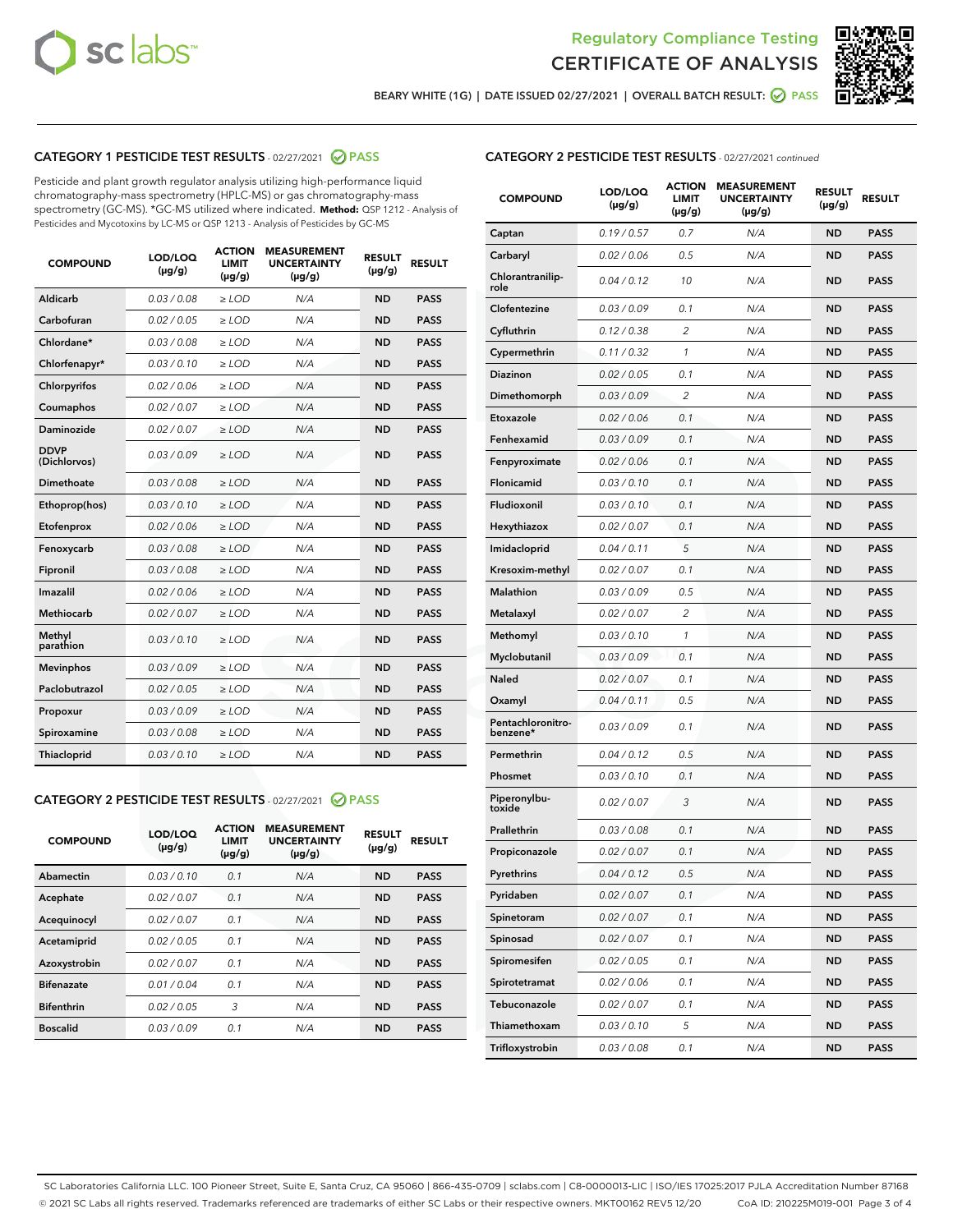Regulatory Compliance Testing

# CERTIFICATE OF ANALYSIS

BEARY WHITE (1G) | DATE ISSUED 02/27/2021 | OVERALL BATCH RESULT: PASS

## CATEGORY 1 PESTICIDE TEST RESULTS - 02/27/2021 PASS

Pesticide and plant growth regulator analysis utilizing high-performance liquid chromatography-mass spectrometry (HPLC-MS) or gas chromatography-mass spectrometry (GC-MS). *GC-MS utilized where indicated. **Method:** QSP 1212 - Analysis of Pesticides and Mycotoxins by LC-MS or QSP 1213 - Analysis of Pesticides by GC-MS

| COMPOUND | LOD/LOQ (µg/g) | ACTION LIMIT (µg/g) | MEASUREMENT UNCERTAINTY (µg/g) | RESULT (µg/g) | RESULT |
|---|---|---|---|---|---|
| Aldicarb | 0.03 / 0.08 | ≥ LOD | N/A | ND | PASS |
| Carbofuran | 0.02 / 0.05 | ≥ LOD | N/A | ND | PASS |
| Chlordane* | 0.03 / 0.08 | ≥ LOD | N/A | ND | PASS |
| Chlorfenapyr* | 0.03 / 0.10 | ≥ LOD | N/A | ND | PASS |
| Chlorpyrifos | 0.02 / 0.06 | ≥ LOD | N/A | ND | PASS |
| Coumaphos | 0.02 / 0.07 | ≥ LOD | N/A | ND | PASS |
| Daminozide | 0.02 / 0.07 | ≥ LOD | N/A | ND | PASS |
| DDVP (Dichlorvos) | 0.03 / 0.09 | ≥ LOD | N/A | ND | PASS |
| Dimethoate | 0.03 / 0.08 | ≥ LOD | N/A | ND | PASS |
| Ethoprop(hos) | 0.03 / 0.10 | ≥ LOD | N/A | ND | PASS |
| Etofenprox | 0.02 / 0.06 | ≥ LOD | N/A | ND | PASS |
| Fenoxycarb | 0.03 / 0.08 | ≥ LOD | N/A | ND | PASS |
| Fipronil | 0.03 / 0.08 | ≥ LOD | N/A | ND | PASS |
| Imazalil | 0.02 / 0.06 | ≥ LOD | N/A | ND | PASS |
| Methiocarb | 0.02 / 0.07 | ≥ LOD | N/A | ND | PASS |
| Methyl parathion | 0.03 / 0.10 | ≥ LOD | N/A | ND | PASS |
| Mevinphos | 0.03 / 0.09 | ≥ LOD | N/A | ND | PASS |
| Paclobutrazol | 0.02 / 0.05 | ≥ LOD | N/A | ND | PASS |
| Propoxur | 0.03 / 0.09 | ≥ LOD | N/A | ND | PASS |
| Spiroxamine | 0.03 / 0.08 | ≥ LOD | N/A | ND | PASS |
| Thiacloprid | 0.03 / 0.10 | ≥ LOD | N/A | ND | PASS |

## CATEGORY 2 PESTICIDE TEST RESULTS - 02/27/2021 PASS

| COMPOUND | LOD/LOQ (µg/g) | ACTION LIMIT (µg/g) | MEASUREMENT UNCERTAINTY (µg/g) | RESULT (µg/g) | RESULT |
|---|---|---|---|---|---|
| Abamectin | 0.03 / 0.10 | 0.1 | N/A | ND | PASS |
| Acephate | 0.02 / 0.07 | 0.1 | N/A | ND | PASS |
| Acequinocyl | 0.02 / 0.07 | 0.1 | N/A | ND | PASS |
| Acetamiprid | 0.02 / 0.05 | 0.1 | N/A | ND | PASS |
| Azoxystrobin | 0.02 / 0.07 | 0.1 | N/A | ND | PASS |
| Bifenazate | 0.01 / 0.04 | 0.1 | N/A | ND | PASS |
| Bifenthrin | 0.02 / 0.05 | 3 | N/A | ND | PASS |
| Boscalid | 0.03 / 0.09 | 0.1 | N/A | ND | PASS |
| Captan | 0.19 / 0.57 | 0.7 | N/A | ND | PASS |
| Carbaryl | 0.02 / 0.06 | 0.5 | N/A | ND | PASS |
| Chlorantraniliprole | 0.04 / 0.12 | 10 | N/A | ND | PASS |
| Clofentezine | 0.03 / 0.09 | 0.1 | N/A | ND | PASS |
| Cyfluthrin | 0.12 / 0.38 | 2 | N/A | ND | PASS |
| Cypermethrin | 0.11 / 0.32 | 1 | N/A | ND | PASS |
| Diazinon | 0.02 / 0.05 | 0.1 | N/A | ND | PASS |
| Dimethomorph | 0.03 / 0.09 | 2 | N/A | ND | PASS |
| Etoxazole | 0.02 / 0.06 | 0.1 | N/A | ND | PASS |
| Fenhexamid | 0.03 / 0.09 | 0.1 | N/A | ND | PASS |
| Fenpyroximate | 0.02 / 0.06 | 0.1 | N/A | ND | PASS |
| Flonicamid | 0.03 / 0.10 | 0.1 | N/A | ND | PASS |
| Fludioxonil | 0.03 / 0.10 | 0.1 | N/A | ND | PASS |
| Hexythiazox | 0.02 / 0.07 | 0.1 | N/A | ND | PASS |
| Imidacloprid | 0.04 / 0.11 | 5 | N/A | ND | PASS |
| Kresoxim-methyl | 0.02 / 0.07 | 0.1 | N/A | ND | PASS |
| Malathion | 0.03 / 0.09 | 0.5 | N/A | ND | PASS |
| Metalaxyl | 0.02 / 0.07 | 2 | N/A | ND | PASS |
| Methomyl | 0.03 / 0.10 | 1 | N/A | ND | PASS |
| Myclobutanil | 0.03 / 0.09 | 0.1 | N/A | ND | PASS |
| Naled | 0.02 / 0.07 | 0.1 | N/A | ND | PASS |
| Oxamyl | 0.04 / 0.11 | 0.5 | N/A | ND | PASS |
| Pentachloronitrobenzene* | 0.03 / 0.09 | 0.1 | N/A | ND | PASS |
| Permethrin | 0.04 / 0.12 | 0.5 | N/A | ND | PASS |
| Phosmet | 0.03 / 0.10 | 0.1 | N/A | ND | PASS |
| Piperonylbutoxide | 0.02 / 0.07 | 3 | N/A | ND | PASS |
| Prallethrin | 0.03 / 0.08 | 0.1 | N/A | ND | PASS |
| Propiconazole | 0.02 / 0.07 | 0.1 | N/A | ND | PASS |
| Pyrethrins | 0.04 / 0.12 | 0.5 | N/A | ND | PASS |
| Pyridaben | 0.02 / 0.07 | 0.1 | N/A | ND | PASS |
| Spinetoram | 0.02 / 0.07 | 0.1 | N/A | ND | PASS |
| Spinosad | 0.02 / 0.07 | 0.1 | N/A | ND | PASS |
| Spiromesifen | 0.02 / 0.05 | 0.1 | N/A | ND | PASS |
| Spirotetramat | 0.02 / 0.06 | 0.1 | N/A | ND | PASS |
| Tebuconazole | 0.02 / 0.07 | 0.1 | N/A | ND | PASS |
| Thiamethoxam | 0.03 / 0.10 | 5 | N/A | ND | PASS |
| Trifloxystrobin | 0.03 / 0.08 | 0.1 | N/A | ND | PASS |

SC Laboratories California LLC. 100 Pioneer Street, Suite E, Santa Cruz, CA 95060 | 866-435-0709 | sclabs.com | C8-0000013-LIC | ISO/IES 17025:2017 PJLA Accreditation Number 87168
© 2021 SC Labs all rights reserved. Trademarks referenced are trademarks of either SC Labs or their respective owners. MKT00162 REV5 12/20 CoA ID: 210225M019-001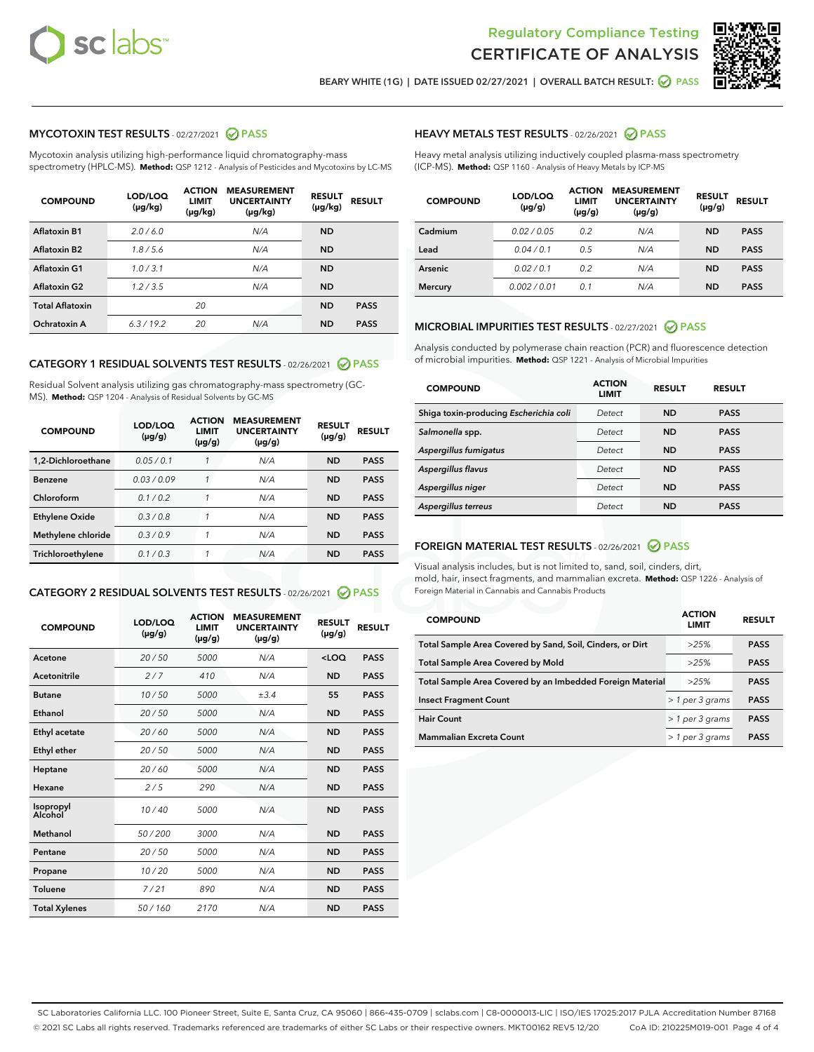Regulatory Compliance Testing
CERTIFICATE OF ANALYSIS

BEARY WHITE (1G) | DATE ISSUED 02/27/2021 | OVERALL BATCH RESULT: PASS

## MYCOTOXIN TEST RESULTS - 02/27/2021 PASS

Mycotoxin analysis utilizing high-performance liquid chromatography-mass spectrometry (HPLC-MS). **Method:** QSP 1212 - Analysis of Pesticides and Mycotoxins by LC-MS

| COMPOUND | LOD/LOQ (µg/kg) | ACTION LIMIT (µg/kg) | MEASUREMENT UNCERTAINTY (µg/kg) | RESULT (µg/kg) | RESULT |
|---|---|---|---|---|---|
| Aflatoxin B1 | 2.0 / 6.0 | | N/A | ND | |
| Aflatoxin B2 | 1.8 / 5.6 | | N/A | ND | |
| Aflatoxin G1 | 1.0 / 3.1 | | N/A | ND | |
| Aflatoxin G2 | 1.2 / 3.5 | | N/A | ND | |
| Total Aflatoxin | | 20 | | ND | PASS |
| Ochratoxin A | 6.3 / 19.2 | 20 | N/A | ND | PASS |

## CATEGORY 1 RESIDUAL SOLVENTS TEST RESULTS - 02/26/2021 PASS

Residual Solvent analysis utilizing gas chromatography-mass spectrometry (GC-MS). **Method:** QSP 1204 - Analysis of Residual Solvents by GC-MS

| COMPOUND | LOD/LOQ (µg/g) | ACTION LIMIT (µg/g) | MEASUREMENT UNCERTAINTY (µg/g) | RESULT (µg/g) | RESULT |
|---|---|---|---|---|---|
| 1,2-Dichloroethane | 0.05 / 0.1 | 1 | N/A | ND | PASS |
| Benzene | 0.03 / 0.09 | 1 | N/A | ND | PASS |
| Chloroform | 0.1 / 0.2 | 1 | N/A | ND | PASS |
| Ethylene Oxide | 0.3 / 0.8 | 1 | N/A | ND | PASS |
| Methylene chloride | 0.3 / 0.9 | 1 | N/A | ND | PASS |
| Trichloroethylene | 0.1 / 0.3 | 1 | N/A | ND | PASS |

## CATEGORY 2 RESIDUAL SOLVENTS TEST RESULTS - 02/26/2021 PASS

| COMPOUND | LOD/LOQ (µg/g) | ACTION LIMIT (µg/g) | MEASUREMENT UNCERTAINTY (µg/g) | RESULT (µg/g) | RESULT |
|---|---|---|---|---|---|
| Acetone | 20 / 50 | 5000 | N/A | <LOQ | PASS |
| Acetonitrile | 2 / 7 | 410 | N/A | ND | PASS |
| Butane | 10 / 50 | 5000 | ±3.4 | 55 | PASS |
| Ethanol | 20 / 50 | 5000 | N/A | ND | PASS |
| Ethyl acetate | 20 / 60 | 5000 | N/A | ND | PASS |
| Ethyl ether | 20 / 50 | 5000 | N/A | ND | PASS |
| Heptane | 20 / 60 | 5000 | N/A | ND | PASS |
| Hexane | 2 / 5 | 290 | N/A | ND | PASS |
| Isopropyl Alcohol | 10 / 40 | 5000 | N/A | ND | PASS |
| Methanol | 50 / 200 | 3000 | N/A | ND | PASS |
| Pentane | 20 / 50 | 5000 | N/A | ND | PASS |
| Propane | 10 / 20 | 5000 | N/A | ND | PASS |
| Toluene | 7 / 21 | 890 | N/A | ND | PASS |
| Total Xylenes | 50 / 160 | 2170 | N/A | ND | PASS |

## HEAVY METALS TEST RESULTS - 02/26/2021 PASS

Heavy metal analysis utilizing inductively coupled plasma-mass spectrometry (ICP-MS). **Method:** QSP 1160 - Analysis of Heavy Metals by ICP-MS

| COMPOUND | LOD/LOQ (µg/g) | ACTION LIMIT (µg/g) | MEASUREMENT UNCERTAINTY (µg/g) | RESULT (µg/g) | RESULT |
|---|---|---|---|---|---|
| Cadmium | 0.02 / 0.05 | 0.2 | N/A | ND | PASS |
| Lead | 0.04 / 0.1 | 0.5 | N/A | ND | PASS |
| Arsenic | 0.02 / 0.1 | 0.2 | N/A | ND | PASS |
| Mercury | 0.002 / 0.01 | 0.1 | N/A | ND | PASS |

## MICROBIAL IMPURITIES TEST RESULTS - 02/27/2021 PASS

Analysis conducted by polymerase chain reaction (PCR) and fluorescence detection of microbial impurities. **Method:** QSP 1221 - Analysis of Microbial Impurities

| COMPOUND | ACTION LIMIT | RESULT | RESULT |
|---|---|---|---|
| *Shiga toxin-producing Escherichia coli* | Detect | ND | PASS |
| *Salmonella* spp. | Detect | ND | PASS |
| *Aspergillus fumigatus* | Detect | ND | PASS |
| *Aspergillus flavus* | Detect | ND | PASS |
| *Aspergillus niger* | Detect | ND | PASS |
| *Aspergillus terreus* | Detect | ND | PASS |

## FOREIGN MATERIAL TEST RESULTS - 02/26/2021 PASS

Visual analysis includes, but is not limited to, sand, soil, cinders, dirt, mold, hair, insect fragments, and mammalian excreta. **Method:** QSP 1226 - Analysis of Foreign Material in Cannabis and Cannabis Products

| COMPOUND | ACTION LIMIT | RESULT |
|---|---|---|
| Total Sample Area Covered by Sand, Soil, Cinders, or Dirt | >25% | PASS |
| Total Sample Area Covered by Mold | >25% | PASS |
| Total Sample Area Covered by an Imbedded Foreign Material | >25% | PASS |
| Insect Fragment Count | > 1 per 3 grams | PASS |
| Hair Count | > 1 per 3 grams | PASS |
| Mammalian Excreta Count | > 1 per 3 grams | PASS |

SC Laboratories California LLC. 100 Pioneer Street, Suite E, Santa Cruz, CA 95060 | 866-435-0709 | sclabs.com | C8-0000013-LIC | ISO/IES 17025:2017 PJLA Accreditation Number 87168
© 2021 SC Labs all rights reserved. Trademarks referenced are trademarks of either SC Labs or their respective owners. MKT00162 REV5 12/20 CoA ID: 210225M019-001